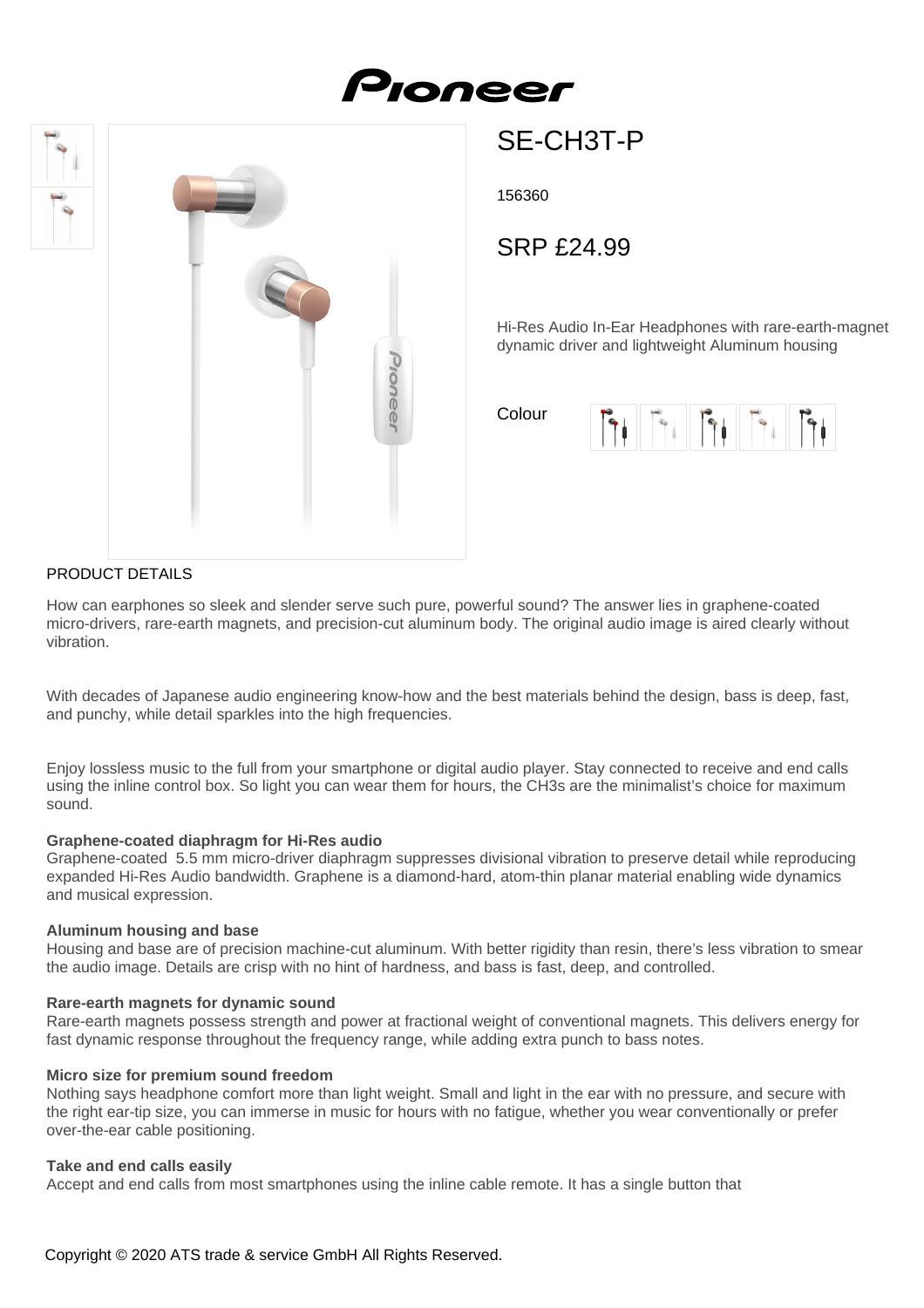# SE-CH3T-P

156360

## SRP £24.99

Hi-Res Audio In-Ear Headphones with rare-earth-magnet dynamic driver and lightweight Aluminum housing

Colour

PRODUCT DETAILS

How can earphones so sleek and slender serve such pure, powerful sound? The answer lies in graphene-coated micro-drivers, rare-earth magnets, and precision-cut aluminum body. The original audio image is aired clearly without vibration.

With decades of Japanese audio engineering know-how and the best materials behind the design, bass is deep, fast, and punchy, while detail sparkles into the high frequencies.

Enjoy lossless music to the full from your smartphone or digital audio player. Stay connected to receive and end calls using the inline control box. So light you can wear them for hours, the CH3s are the minimalist's choice for maximum sound.

**Graphene-coated diaphragm for Hi-Res audio**
Graphene-coated 5.5 mm micro-driver diaphragm suppresses divisional vibration to preserve detail while reproducing expanded Hi-Res Audio bandwidth. Graphene is a diamond-hard, atom-thin planar material enabling wide dynamics and musical expression.

**Aluminum housing and base**
Housing and base are of precision machine-cut aluminum. With better rigidity than resin, there's less vibration to smear the audio image. Details are crisp with no hint of hardness, and bass is fast, deep, and controlled.

**Rare-earth magnets for dynamic sound**
Rare-earth magnets possess strength and power at fractional weight of conventional magnets. This delivers energy for fast dynamic response throughout the frequency range, while adding extra punch to bass notes.

**Micro size for premium sound freedom**
Nothing says headphone comfort more than light weight. Small and light in the ear with no pressure, and secure with the right ear-tip size, you can immerse in music for hours with no fatigue, whether you wear conventionally or prefer over-the-ear cable positioning.

**Take and end calls easily**
Accept and end calls from most smartphones using the inline cable remote. It has a single button that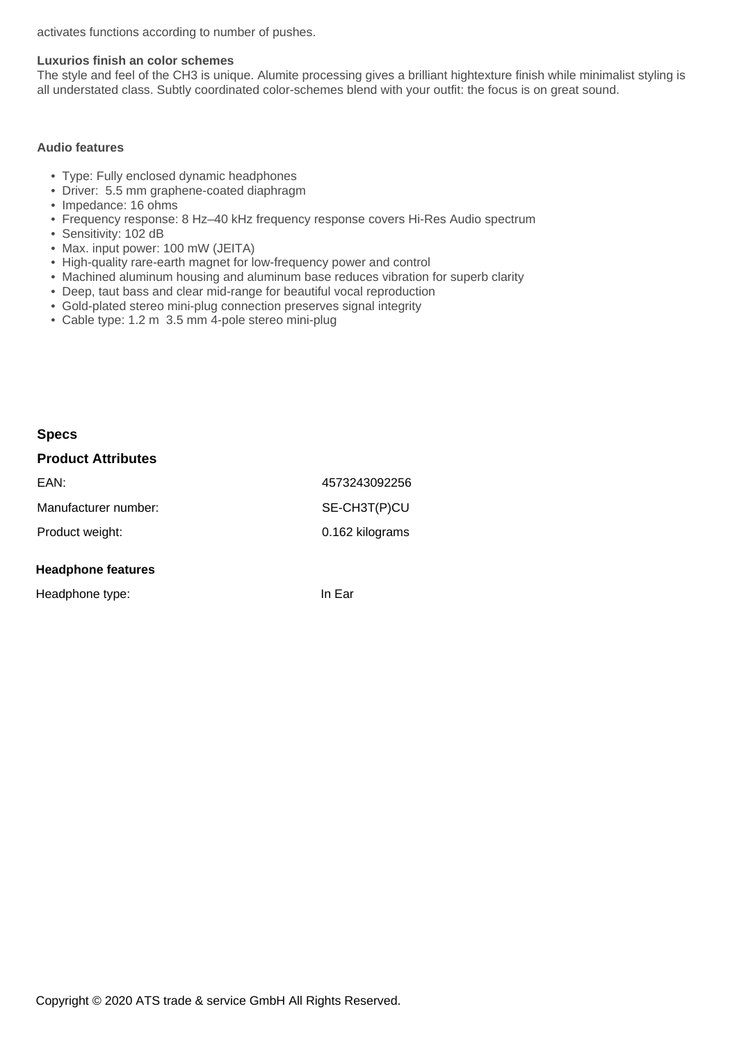activates functions according to number of pushes.

**Luxurios finish an color schemes**

The style and feel of the CH3 is unique. Alumite processing gives a brilliant hightexture finish while minimalist styling is all understated class. Subtly coordinated color-schemes blend with your outfit: the focus is on great sound.

**Audio features**

- Type: Fully enclosed dynamic headphones
- Driver:  5.5 mm graphene-coated diaphragm
- Impedance: 16 ohms
- Frequency response: 8 Hz–40 kHz frequency response covers Hi-Res Audio spectrum
- Sensitivity: 102 dB
- Max. input power: 100 mW (JEITA)
- High-quality rare-earth magnet for low-frequency power and control
- Machined aluminum housing and aluminum base reduces vibration for superb clarity
- Deep, taut bass and clear mid-range for beautiful vocal reproduction
- Gold-plated stereo mini-plug connection preserves signal integrity
- Cable type: 1.2 m  3.5 mm 4-pole stereo mini-plug

## Specs

### Product Attributes

| | |
|---|---|
| EAN: | 4573243092256 |
| Manufacturer number: | SE-CH3T(P)CU |
| Product weight: | 0.162 kilograms |

### Headphone features

| | |
|---|---|
| Headphone type: | In Ear |

Copyright © 2020 ATS trade & service GmbH All Rights Reserved.